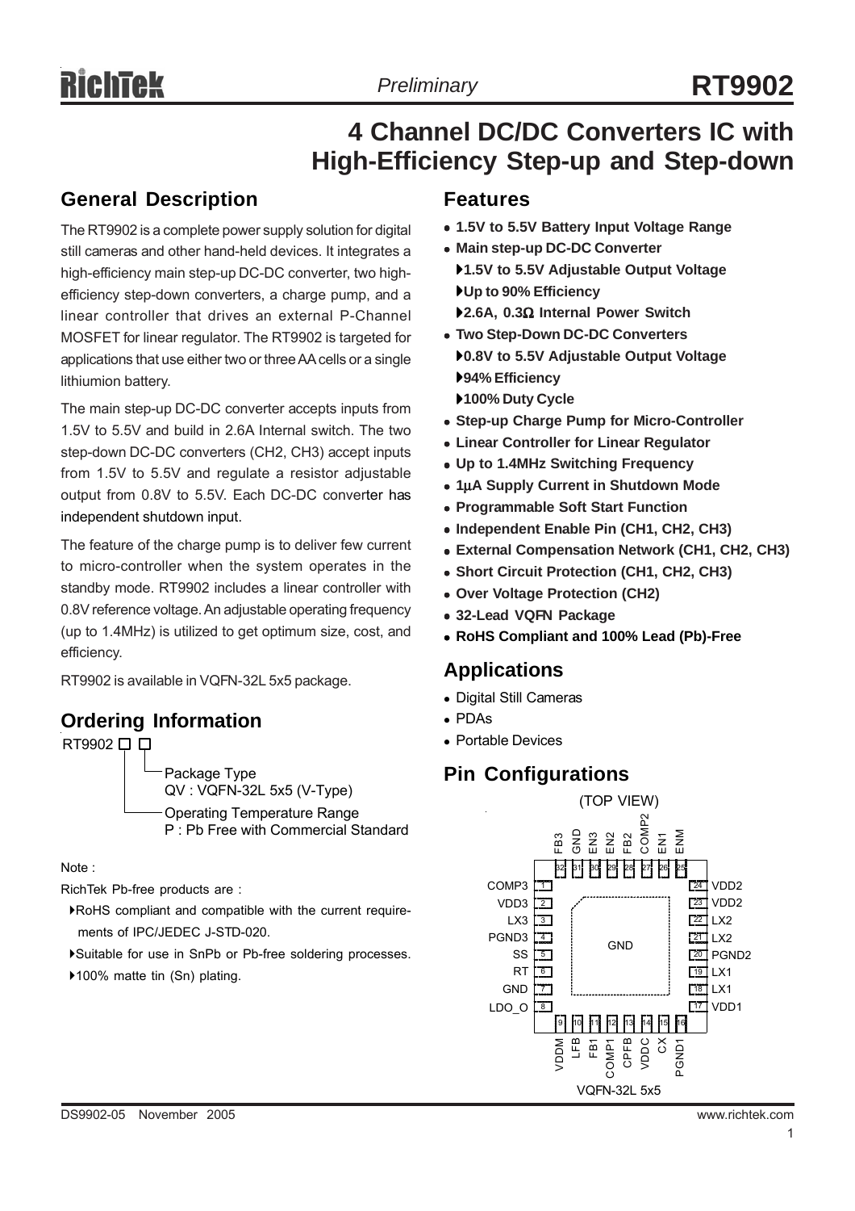# RT9902

*Preliminary*

# 4 Channel DC/DC Converters IC with High-Efficiency Step-up and Step-down

## General Description

The RT9902 is a complete power supply solution for digital still cameras and other hand-held devices. It integrates a high-efficiency main step-up DC-DC converter, two high-efficiency step-down converters, a charge pump, and a linear controller that drives an external P-Channel MOSFET for linear regulator. The RT9902 is targeted for applications that use either two or three AA cells or a single lithiumion battery.

The main step-up DC-DC converter accepts inputs from 1.5V to 5.5V and build in 2.6A Internal switch. The two step-down DC-DC converters (CH2, CH3) accept inputs from 1.5V to 5.5V and regulate a resistor adjustable output from 0.8V to 5.5V. Each DC-DC converter has independent shutdown input.

The feature of the charge pump is to deliver few current to micro-controller when the system operates in the standby mode. RT9902 includes a linear controller with 0.8V reference voltage. An adjustable operating frequency (up to 1.4MHz) is utilized to get optimum size, cost, and efficiency.

RT9902 is available in VQFN-32L 5x5 package.

## Ordering Information

RT9902 □ □

- Package Type
  QV : VQFN-32L 5x5 (V-Type)
- Operating Temperature Range
  P : Pb Free with Commercial Standard

Note :

RichTek Pb-free products are :

- RoHS compliant and compatible with the current requirements of IPC/JEDEC J-STD-020.
- Suitable for use in SnPb or Pb-free soldering processes.
- 100% matte tin (Sn) plating.

## Features

- **1.5V to 5.5V Battery Input Voltage Range**
- **Main step-up DC-DC Converter**
  - **1.5V to 5.5V Adjustable Output Voltage**
  - **Up to 90% Efficiency**
  - **2.6A, 0.3Ω Internal Power Switch**
- **Two Step-Down DC-DC Converters**
  - **0.8V to 5.5V Adjustable Output Voltage**
  - **94% Efficiency**
  - **100% Duty Cycle**
- **Step-up Charge Pump for Micro-Controller**
- **Linear Controller for Linear Regulator**
- **Up to 1.4MHz Switching Frequency**
- **1μA Supply Current in Shutdown Mode**
- **Programmable Soft Start Function**
- **Independent Enable Pin (CH1, CH2, CH3)**
- **External Compensation Network (CH1, CH2, CH3)**
- **Short Circuit Protection (CH1, CH2, CH3)**
- **Over Voltage Protection (CH2)**
- **32-Lead VQFN Package**
- **RoHS Compliant and 100% Lead (Pb)-Free**

## Applications

- Digital Still Cameras
- PDAs
- Portable Devices

## Pin Configurations

(TOP VIEW)

| Pin | Name | Pin | Name |
|---|---|---|---|
| 1 | COMP3 | 17 | VDD1 |
| 2 | VDD3 | 18 | LX1 |
| 3 | LX3 | 19 | LX1 |
| 4 | PGND3 | 20 | PGND2 |
| 5 | SS | 21 | LX2 |
| 6 | RT | 22 | LX2 |
| 7 | GND | 23 | VDD2 |
| 8 | LDO_O | 24 | VDD2 |
| 9 | VDDM | 25 | ENM |
| 10 | LFB | 26 | EN1 |
| 11 | FB1 | 27 | COMP2 |
| 12 | COMP1 | 28 | FB2 |
| 13 | CPFB | 29 | EN2 |
| 14 | VDDC | 30 | EN3 |
| 15 | CX | 31 | GND |
| 16 | PGND1 | 32 | FB3 |

Exposed pad: GND

VQFN-32L 5x5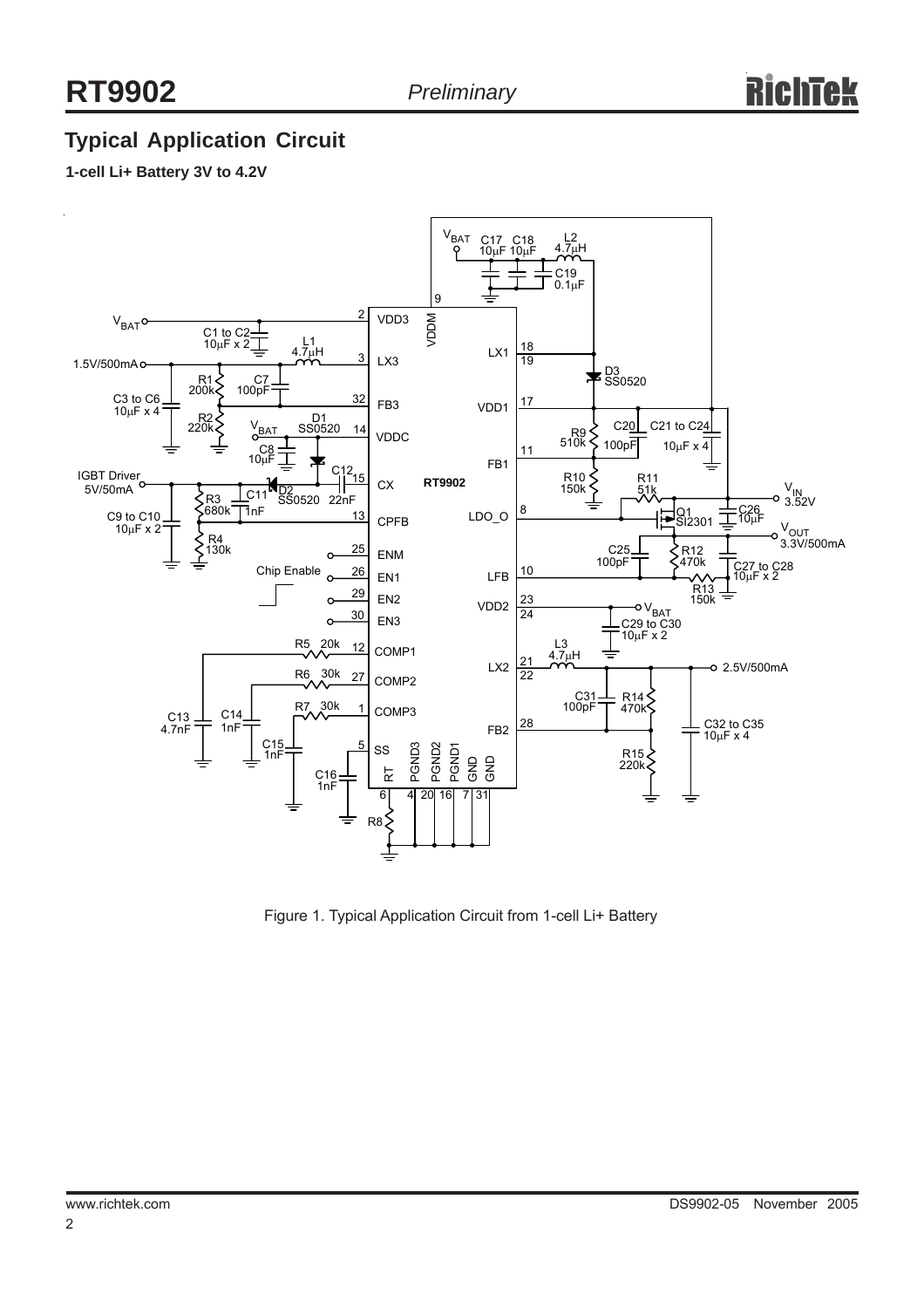## Typical Application Circuit

**1-cell Li+ Battery 3V to 4.2V**

Figure 1. Typical Application Circuit from 1-cell Li+ Battery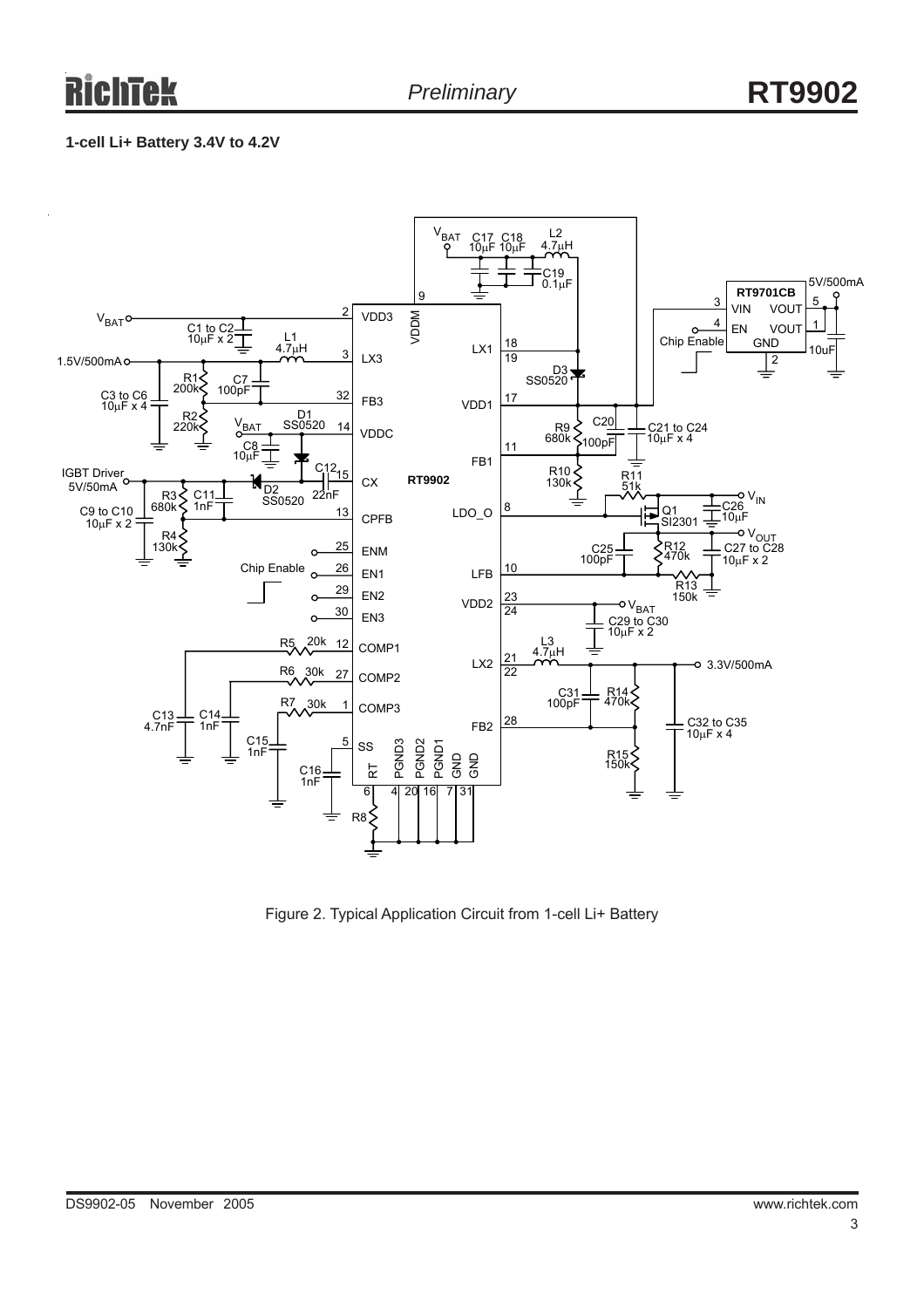**1-cell Li+ Battery 3.4V to 4.2V**

Figure 2. Typical Application Circuit from 1-cell Li+ Battery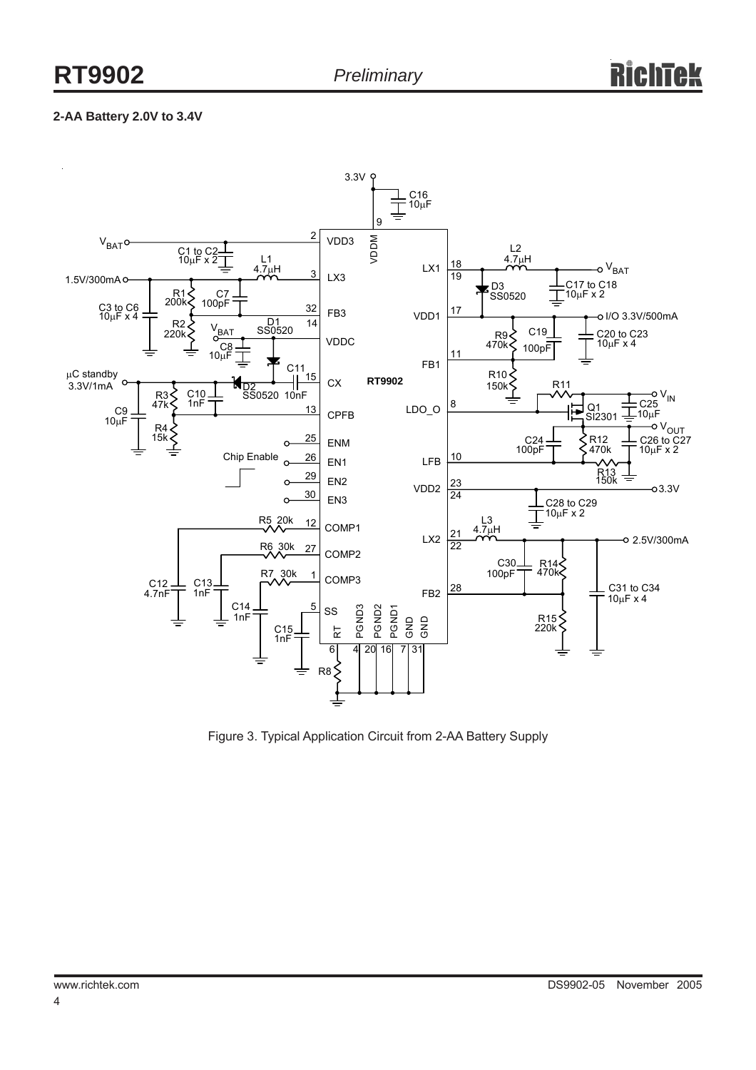**2-AA Battery 2.0V to 3.4V**

Figure 3. Typical Application Circuit from 2-AA Battery Supply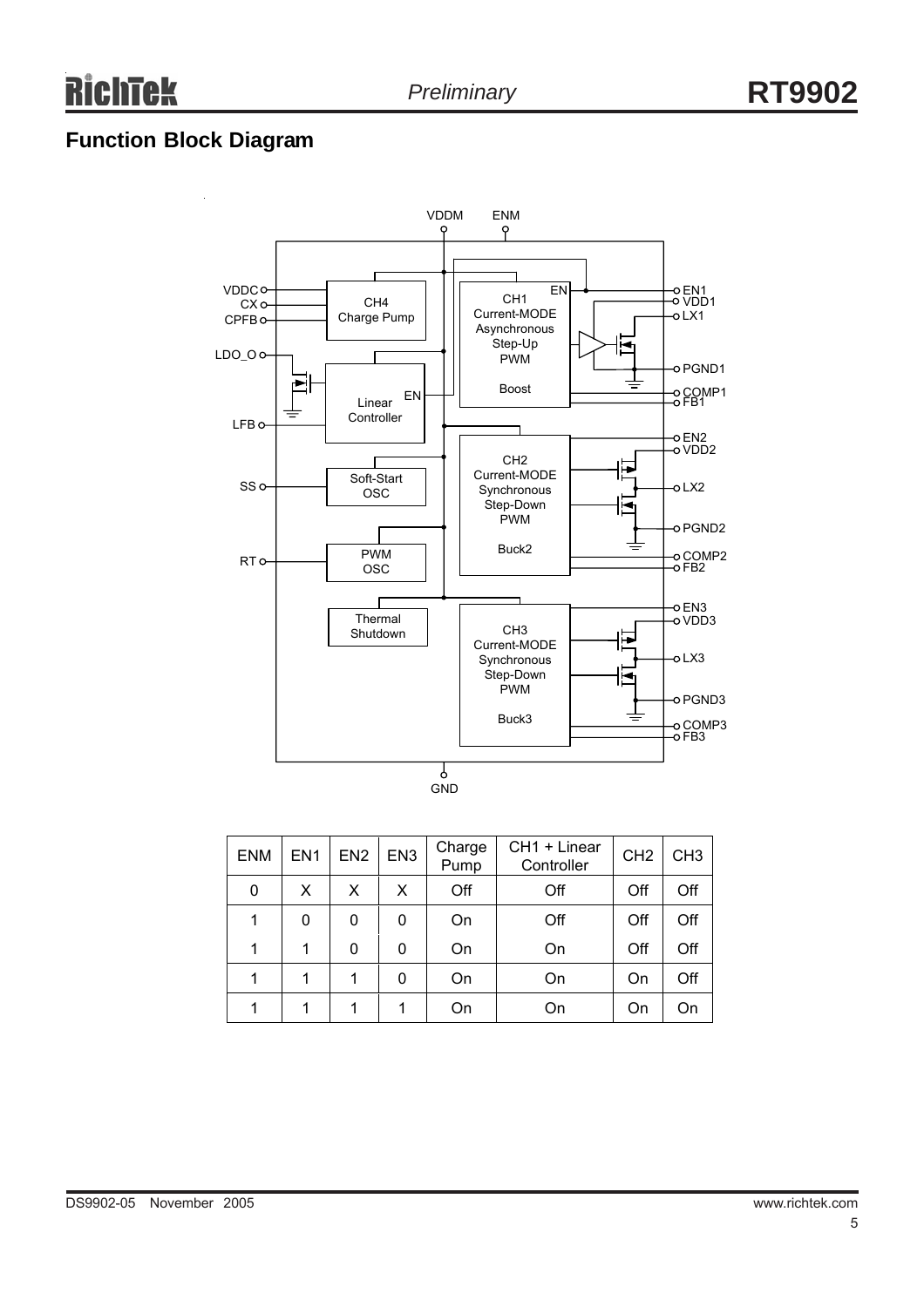## Function Block Diagram

| ENM | EN1 | EN2 | EN3 | Charge Pump | CH1 + Linear Controller | CH2 | CH3 |
|---|---|---|---|---|---|---|---|
| 0 | X | X | X | Off | Off | Off | Off |
| 1 | 0 | 0 | 0 | On | Off | Off | Off |
| 1 | 1 | 0 | 0 | On | On | Off | Off |
| 1 | 1 | 1 | 0 | On | On | On | Off |
| 1 | 1 | 1 | 1 | On | On | On | On |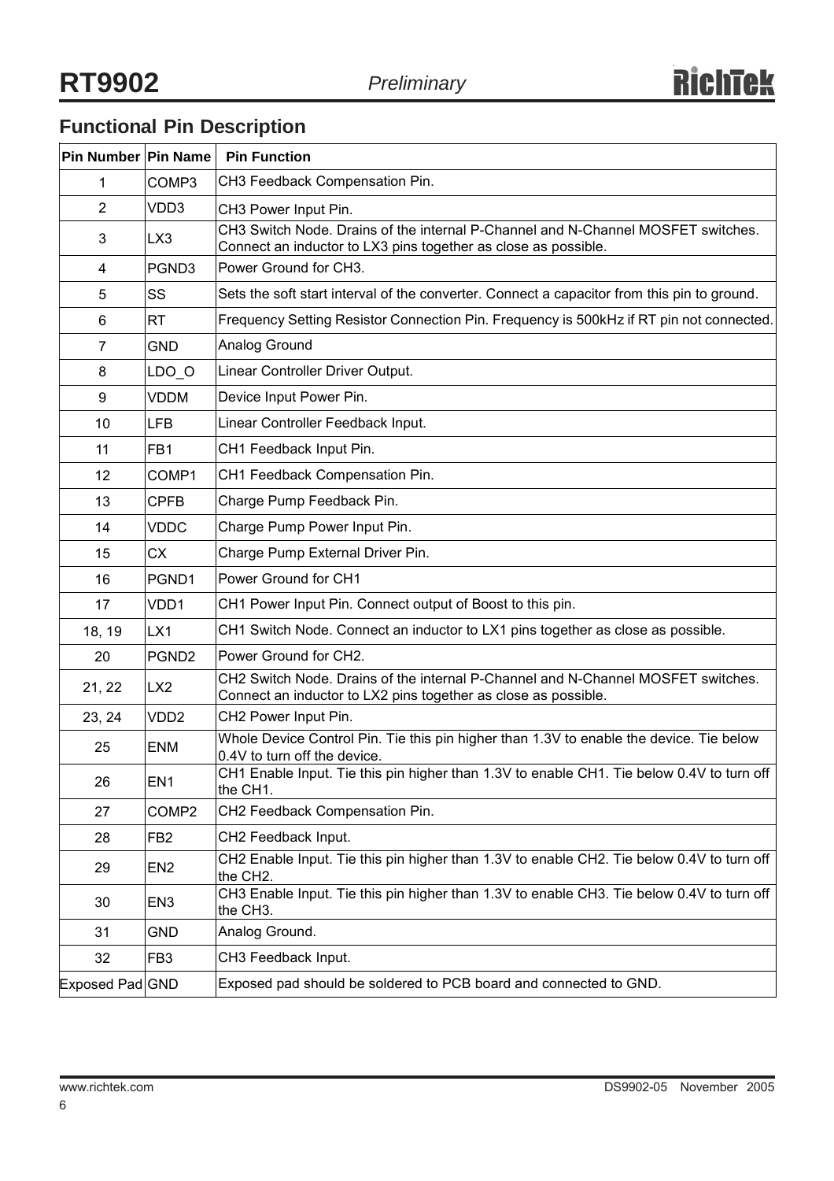## Functional Pin Description

| Pin Number | Pin Name | Pin Function |
|---|---|---|
| 1 | COMP3 | CH3 Feedback Compensation Pin. |
| 2 | VDD3 | CH3 Power Input Pin. |
| 3 | LX3 | CH3 Switch Node. Drains of the internal P-Channel and N-Channel MOSFET switches. Connect an inductor to LX3 pins together as close as possible. |
| 4 | PGND3 | Power Ground for CH3. |
| 5 | SS | Sets the soft start interval of the converter. Connect a capacitor from this pin to ground. |
| 6 | RT | Frequency Setting Resistor Connection Pin. Frequency is 500kHz if RT pin not connected. |
| 7 | GND | Analog Ground |
| 8 | LDO_O | Linear Controller Driver Output. |
| 9 | VDDM | Device Input Power Pin. |
| 10 | LFB | Linear Controller Feedback Input. |
| 11 | FB1 | CH1 Feedback Input Pin. |
| 12 | COMP1 | CH1 Feedback Compensation Pin. |
| 13 | CPFB | Charge Pump Feedback Pin. |
| 14 | VDDC | Charge Pump Power Input Pin. |
| 15 | CX | Charge Pump External Driver Pin. |
| 16 | PGND1 | Power Ground for CH1 |
| 17 | VDD1 | CH1 Power Input Pin. Connect output of Boost to this pin. |
| 18, 19 | LX1 | CH1 Switch Node. Connect an inductor to LX1 pins together as close as possible. |
| 20 | PGND2 | Power Ground for CH2. |
| 21, 22 | LX2 | CH2 Switch Node. Drains of the internal P-Channel and N-Channel MOSFET switches. Connect an inductor to LX2 pins together as close as possible. |
| 23, 24 | VDD2 | CH2 Power Input Pin. |
| 25 | ENM | Whole Device Control Pin. Tie this pin higher than 1.3V to enable the device. Tie below 0.4V to turn off the device. |
| 26 | EN1 | CH1 Enable Input. Tie this pin higher than 1.3V to enable CH1. Tie below 0.4V to turn off the CH1. |
| 27 | COMP2 | CH2 Feedback Compensation Pin. |
| 28 | FB2 | CH2 Feedback Input. |
| 29 | EN2 | CH2 Enable Input. Tie this pin higher than 1.3V to enable CH2. Tie below 0.4V to turn off the CH2. |
| 30 | EN3 | CH3 Enable Input. Tie this pin higher than 1.3V to enable CH3. Tie below 0.4V to turn off the CH3. |
| 31 | GND | Analog Ground. |
| 32 | FB3 | CH3 Feedback Input. |
| Exposed Pad | GND | Exposed pad should be soldered to PCB board and connected to GND. |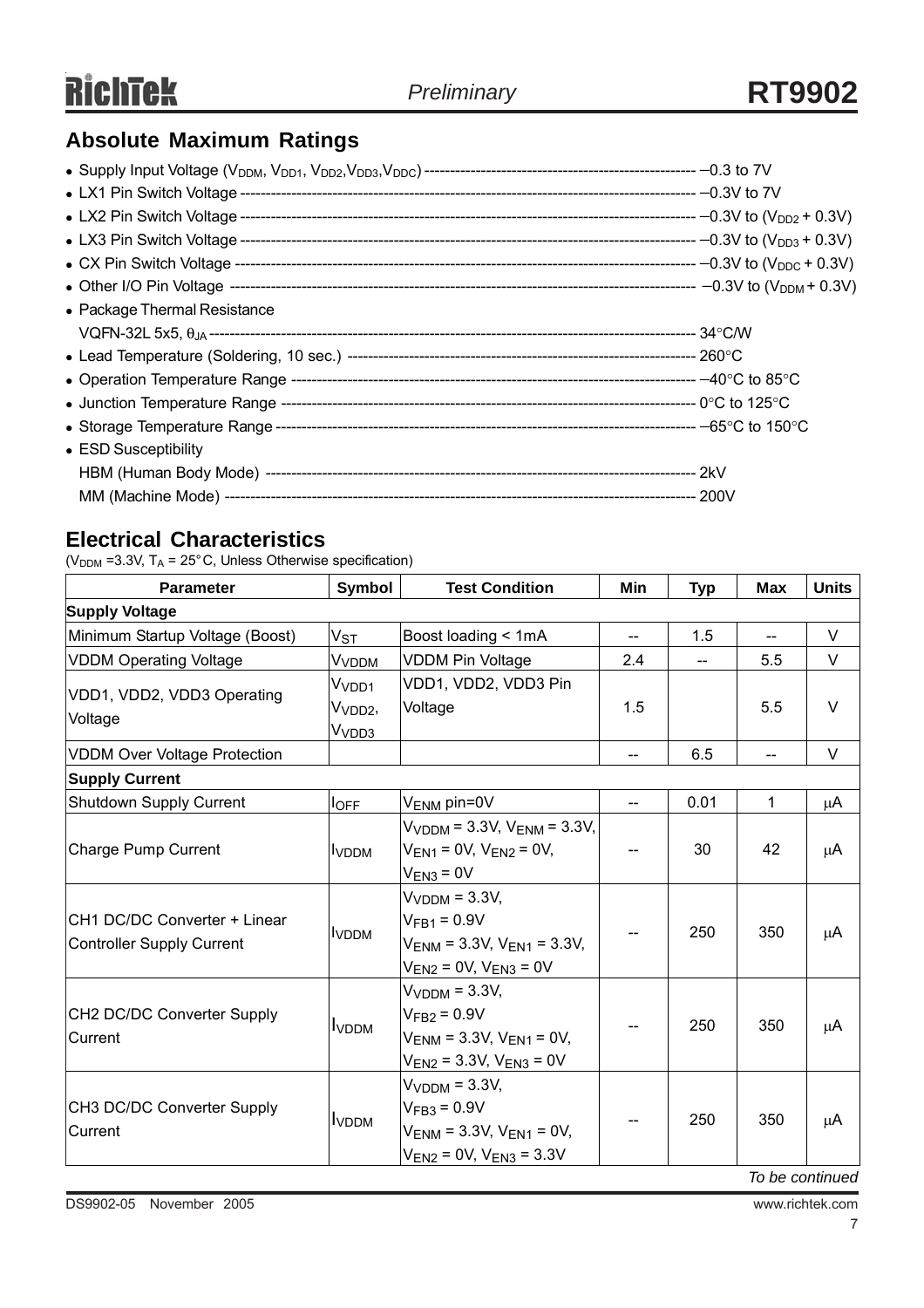## Absolute Maximum Ratings

- Supply Input Voltage ($V_{DDM}$, $V_{DD1}$, $V_{DD2}$, $V_{DD3}$, $V_{DDC}$) ------------------------------------------------ −0.3 to 7V
- LX1 Pin Switch Voltage ------------------------------------------------ −0.3V to 7V
- LX2 Pin Switch Voltage ------------------------------------------------ −0.3V to ($V_{DD2}$ + 0.3V)
- LX3 Pin Switch Voltage ------------------------------------------------ −0.3V to ($V_{DD3}$ + 0.3V)
- CX Pin Switch Voltage ------------------------------------------------ −0.3V to ($V_{DDC}$ + 0.3V)
- Other I/O Pin Voltage ------------------------------------------------ −0.3V to ($V_{DDM}$ + 0.3V)
- Package Thermal Resistance
  VQFN-32L 5x5, $\theta_{JA}$ ------------------------------------------------ 34°C/W
- Lead Temperature (Soldering, 10 sec.) ------------------------------------------------ 260°C
- Operation Temperature Range ------------------------------------------------ −40°C to 85°C
- Junction Temperature Range ------------------------------------------------ 0°C to 125°C
- Storage Temperature Range ------------------------------------------------ −65°C to 150°C
- ESD Susceptibility
  HBM (Human Body Mode) ------------------------------------------------ 2kV
  MM (Machine Mode) ------------------------------------------------ 200V

## Electrical Characteristics

($V_{DDM}$ =3.3V, $T_A$ = 25°C, Unless Otherwise specification)

| Parameter | Symbol | Test Condition | Min | Typ | Max | Units |
|---|---|---|---|---|---|---|
| **Supply Voltage** | | | | | | |
| Minimum Startup Voltage (Boost) | $V_{ST}$ | Boost loading < 1mA | -- | 1.5 | -- | V |
| VDDM Operating Voltage | $V_{VDDM}$ | VDDM Pin Voltage | 2.4 | -- | 5.5 | V |
| VDD1, VDD2, VDD3 Operating Voltage | $V_{VDD1}$ $V_{VDD2}$, $V_{VDD3}$ | VDD1, VDD2, VDD3 Pin Voltage | 1.5 | | 5.5 | V |
| VDDM Over Voltage Protection | | | -- | 6.5 | -- | V |
| **Supply Current** | | | | | | |
| Shutdown Supply Current | $I_{OFF}$ | $V_{ENM}$ pin=0V | -- | 0.01 | 1 | μA |
| Charge Pump Current | $I_{VDDM}$ | $V_{VDDM}$ = 3.3V, $V_{ENM}$ = 3.3V, $V_{EN1}$ = 0V, $V_{EN2}$ = 0V, $V_{EN3}$ = 0V | -- | 30 | 42 | μA |
| CH1 DC/DC Converter + Linear Controller Supply Current | $I_{VDDM}$ | $V_{VDDM}$ = 3.3V, $V_{FB1}$ = 0.9V, $V_{ENM}$ = 3.3V, $V_{EN1}$ = 3.3V, $V_{EN2}$ = 0V, $V_{EN3}$ = 0V | -- | 250 | 350 | μA |
| CH2 DC/DC Converter Supply Current | $I_{VDDM}$ | $V_{VDDM}$ = 3.3V, $V_{FB2}$ = 0.9V, $V_{ENM}$ = 3.3V, $V_{EN1}$ = 0V, $V_{EN2}$ = 3.3V, $V_{EN3}$ = 0V | -- | 250 | 350 | μA |
| CH3 DC/DC Converter Supply Current | $I_{VDDM}$ | $V_{VDDM}$ = 3.3V, $V_{FB3}$ = 0.9V, $V_{ENM}$ = 3.3V, $V_{EN1}$ = 0V, $V_{EN2}$ = 0V, $V_{EN3}$ = 3.3V | -- | 250 | 350 | μA |

*To be continued*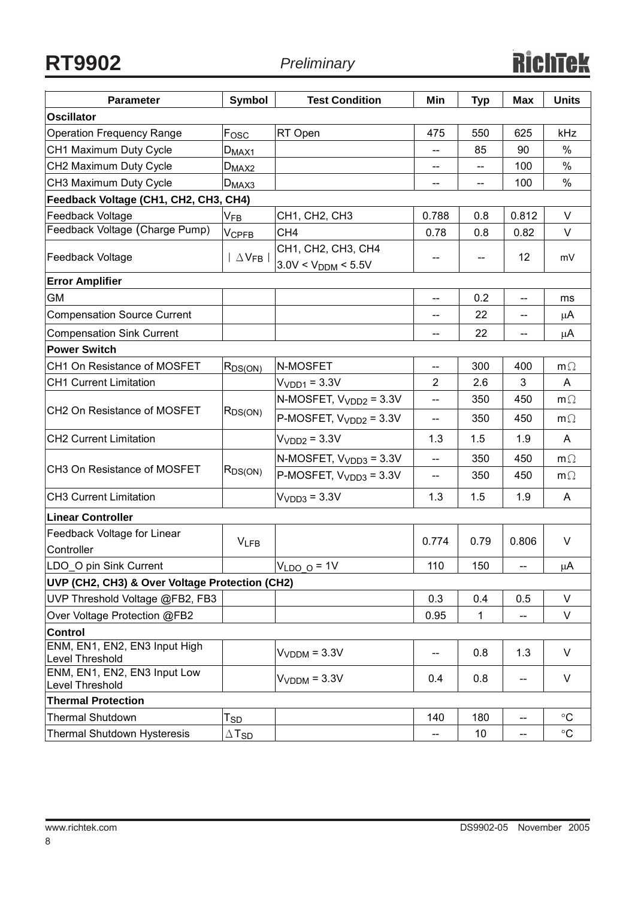| Parameter | Symbol | Test Condition | Min | Typ | Max | Units |
|---|---|---|---|---|---|---|
| **Oscillator** | | | | | | |
| Operation Frequency Range | $F_{OSC}$ | RT Open | 475 | 550 | 625 | kHz |
| CH1 Maximum Duty Cycle | $D_{MAX1}$ | | -- | 85 | 90 | % |
| CH2 Maximum Duty Cycle | $D_{MAX2}$ | | -- | -- | 100 | % |
| CH3 Maximum Duty Cycle | $D_{MAX3}$ | | -- | -- | 100 | % |
| **Feedback Voltage (CH1, CH2, CH3, CH4)** | | | | | | |
| Feedback Voltage | $V_{FB}$ | CH1, CH2, CH3 | 0.788 | 0.8 | 0.812 | V |
| Feedback Voltage (Charge Pump) | $V_{CPFB}$ | CH4 | 0.78 | 0.8 | 0.82 | V |
| Feedback Voltage | $\mid \Delta V_{FB} \mid$ | CH1, CH2, CH3, CH4 $3.0V < V_{DDM} < 5.5V$ | -- | -- | 12 | mV |
| **Error Amplifier** | | | | | | |
| GM | | | -- | 0.2 | -- | ms |
| Compensation Source Current | | | -- | 22 | -- | μA |
| Compensation Sink Current | | | -- | 22 | -- | μA |
| **Power Switch** | | | | | | |
| CH1 On Resistance of MOSFET | $R_{DS(ON)}$ | N-MOSFET | -- | 300 | 400 | mΩ |
| CH1 Current Limitation | | $V_{VDD1}$ = 3.3V | 2 | 2.6 | 3 | A |
| CH2 On Resistance of MOSFET | $R_{DS(ON)}$ | N-MOSFET, $V_{VDD2}$ = 3.3V | -- | 350 | 450 | mΩ |
| | | P-MOSFET, $V_{VDD2}$ = 3.3V | -- | 350 | 450 | mΩ |
| CH2 Current Limitation | | $V_{VDD2}$ = 3.3V | 1.3 | 1.5 | 1.9 | A |
| CH3 On Resistance of MOSFET | $R_{DS(ON)}$ | N-MOSFET, $V_{VDD3}$ = 3.3V | -- | 350 | 450 | mΩ |
| | | P-MOSFET, $V_{VDD3}$ = 3.3V | -- | 350 | 450 | mΩ |
| CH3 Current Limitation | | $V_{VDD3}$ = 3.3V | 1.3 | 1.5 | 1.9 | A |
| **Linear Controller** | | | | | | |
| Feedback Voltage for Linear Controller | $V_{LFB}$ | | 0.774 | 0.79 | 0.806 | V |
| LDO_O pin Sink Current | | $V_{LDO\_O}$ = 1V | 110 | 150 | -- | μA |
| **UVP (CH2, CH3) & Over Voltage Protection (CH2)** | | | | | | |
| UVP Threshold Voltage @FB2, FB3 | | | 0.3 | 0.4 | 0.5 | V |
| Over Voltage Protection @FB2 | | | 0.95 | 1 | -- | V |
| **Control** | | | | | | |
| ENM, EN1, EN2, EN3 Input High Level Threshold | | $V_{VDDM}$ = 3.3V | -- | 0.8 | 1.3 | V |
| ENM, EN1, EN2, EN3 Input Low Level Threshold | | $V_{VDDM}$ = 3.3V | 0.4 | 0.8 | -- | V |
| **Thermal Protection** | | | | | | |
| Thermal Shutdown | $T_{SD}$ | | 140 | 180 | -- | °C |
| Thermal Shutdown Hysteresis | $\Delta T_{SD}$ | | -- | 10 | -- | °C |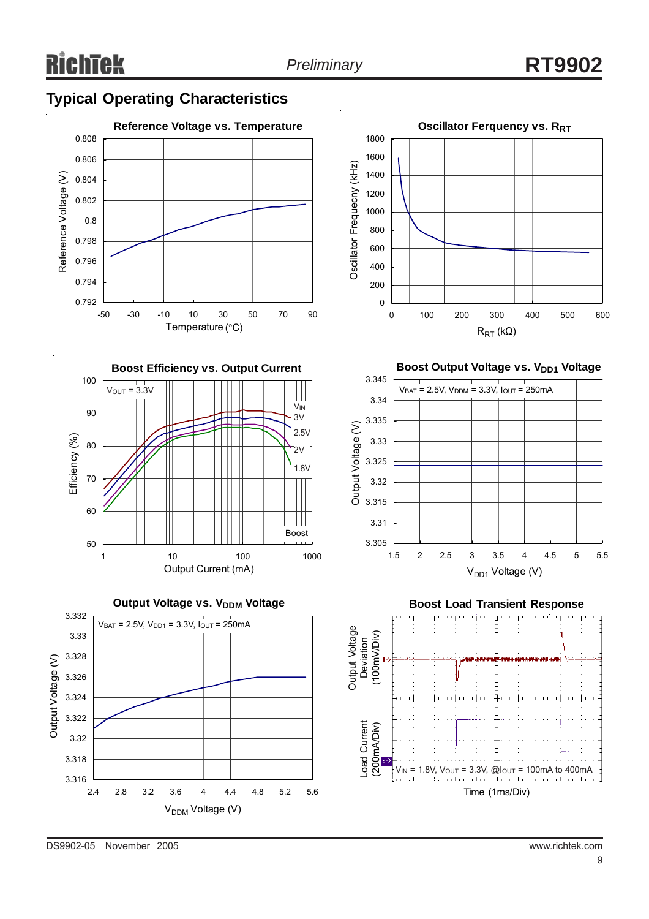## Typical Operating Characteristics

**Reference Voltage vs. Temperature**

Reference Voltage (V) vs. Temperature (°C)

**Oscillator Ferquency vs. $R_{RT}$**

Oscillator Frequecny (kHz) vs. $R_{RT}$ (kΩ)

**Boost Efficiency vs. Output Current**

$V_{OUT}$ = 3.3V; $V_{IN}$: 3V, 2.5V, 2V, 1.8V; Boost

Efficiency (%) vs. Output Current (mA)

**Boost Output Voltage vs. $V_{DD1}$ Voltage**

$V_{BAT}$ = 2.5V, $V_{DDM}$ = 3.3V, $I_{OUT}$ = 250mA

Output Voltage (V) vs. $V_{DD1}$ Voltage (V)

**Output Voltage vs. $V_{DDM}$ Voltage**

$V_{BAT}$ = 2.5V, $V_{DD1}$ = 3.3V, $I_{OUT}$ = 250mA

Output Voltage (V) vs. $V_{DDM}$ Voltage (V)

**Boost Load Transient Response**

Output Voltage Deviation (100mV/Div); Load Current (200mA/Div)

$V_{IN}$ = 1.8V, $V_{OUT}$ = 3.3V, @$I_{OUT}$ = 100mA to 400mA

Time (1ms/Div)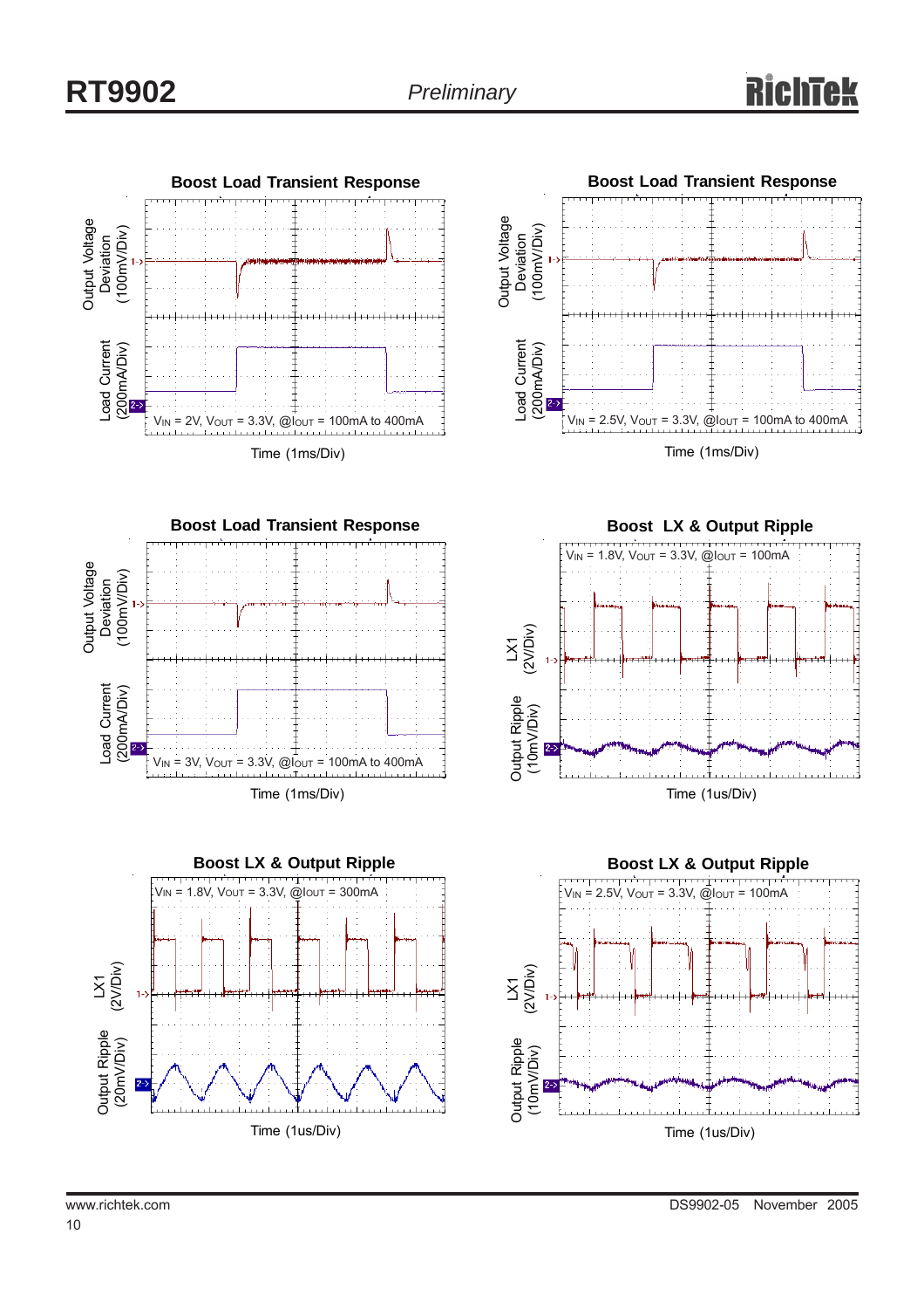**Boost Load Transient Response**

Output Voltage Deviation (100mV/Div)

Load Current (200mA/Div)

$V_{IN}$ = 2V, $V_{OUT}$ = 3.3V, @$I_{OUT}$ = 100mA to 400mA

Time (1ms/Div)

**Boost Load Transient Response**

Output Voltage Deviation (100mV/Div)

Load Current (200mA/Div)

$V_{IN}$ = 2.5V, $V_{OUT}$ = 3.3V, @$I_{OUT}$ = 100mA to 400mA

Time (1ms/Div)

**Boost Load Transient Response**

Output Voltage Deviation (100mV/Div)

Load Current (200mA/Div)

$V_{IN}$ = 3V, $V_{OUT}$ = 3.3V, @$I_{OUT}$ = 100mA to 400mA

Time (1ms/Div)

**Boost LX & Output Ripple**

$V_{IN}$ = 1.8V, $V_{OUT}$ = 3.3V, @$I_{OUT}$ = 100mA

LX1 (2V/Div)

Output Ripple (10mV/Div)

Time (1us/Div)

**Boost LX & Output Ripple**

$V_{IN}$ = 1.8V, $V_{OUT}$ = 3.3V, @$I_{OUT}$ = 300mA

LX1 (2V/Div)

Output Ripple (20mV/Div)

Time (1us/Div)

**Boost LX & Output Ripple**

$V_{IN}$ = 2.5V, $V_{OUT}$ = 3.3V, @$I_{OUT}$ = 100mA

LX1 (2V/Div)

Output Ripple (10mV/Div)

Time (1us/Div)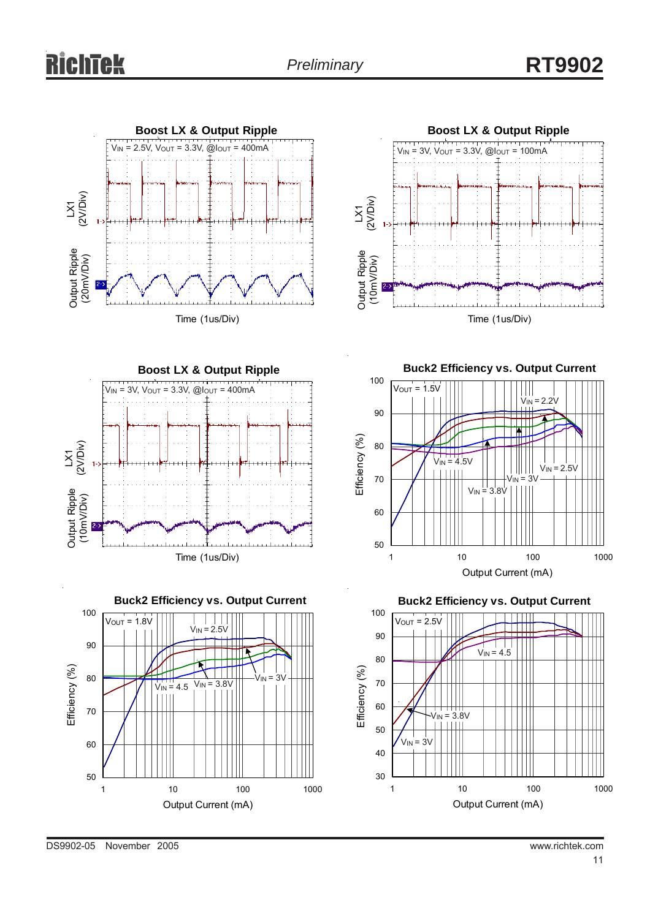**Boost LX & Output Ripple**

$V_{IN}$ = 2.5V, $V_{OUT}$ = 3.3V, @$I_{OUT}$ = 400mA

LX1 (2V/Div)

Output Ripple (20mV/Div)

Time (1us/Div)

**Boost LX & Output Ripple**

$V_{IN}$ = 3V, $V_{OUT}$ = 3.3V, @$I_{OUT}$ = 100mA

LX1 (2V/Div)

Output Ripple (10mV/Div)

Time (1us/Div)

**Boost LX & Output Ripple**

$V_{IN}$ = 3V, $V_{OUT}$ = 3.3V, @$I_{OUT}$ = 400mA

LX1 (2V/Div)

Output Ripple (10mV/Div)

Time (1us/Div)

**Buck2 Efficiency vs. Output Current**

$V_{OUT}$ = 1.5V

$V_{IN}$ = 2.2V, $V_{IN}$ = 4.5V, $V_{IN}$ = 2.5V, $V_{IN}$ = 3V, $V_{IN}$ = 3.8V

Efficiency (%)

Output Current (mA)

**Buck2 Efficiency vs. Output Current**

$V_{OUT}$ = 1.8V

$V_{IN}$ = 2.5V, $V_{IN}$ = 4.5, $V_{IN}$ = 3.8V, $V_{IN}$ = 3V

Efficiency (%)

Output Current (mA)

**Buck2 Efficiency vs. Output Current**

$V_{OUT}$ = 2.5V

$V_{IN}$ = 4.5, $V_{IN}$ = 3.8V, $V_{IN}$ = 3V

Efficiency (%)

Output Current (mA)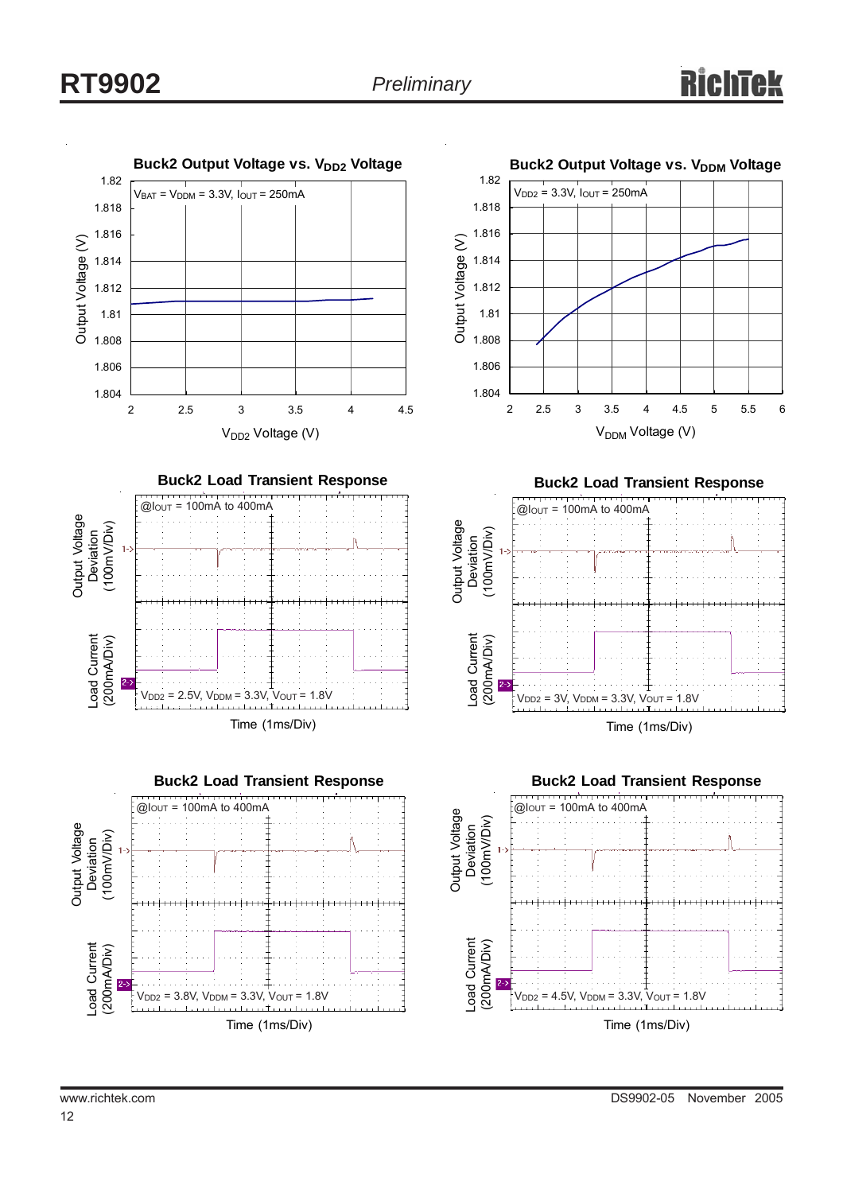**Buck2 Output Voltage vs. $V_{DD2}$ Voltage**

$V_{BAT} = V_{DDM} = 3.3V$, $I_{OUT} = 250mA$

Output Voltage (V)

$V_{DD2}$ Voltage (V)

**Buck2 Output Voltage vs. $V_{DDM}$ Voltage**

$V_{DD2} = 3.3V$, $I_{OUT} = 250mA$

Output Voltage (V)

$V_{DDM}$ Voltage (V)

**Buck2 Load Transient Response**

@$I_{OUT}$ = 100mA to 400mA

Output Voltage Deviation (100mV/Div)

Load Current (200mA/Div)

$V_{DD2} = 2.5V$, $V_{DDM} = 3.3V$, $V_{OUT} = 1.8V$

Time (1ms/Div)

**Buck2 Load Transient Response**

@$I_{OUT}$ = 100mA to 400mA

Output Voltage Deviation (100mV/Div)

Load Current (200mA/Div)

$V_{DD2} = 3V$, $V_{DDM} = 3.3V$, $V_{OUT} = 1.8V$

Time (1ms/Div)

**Buck2 Load Transient Response**

@$I_{OUT}$ = 100mA to 400mA

Output Voltage Deviation (100mV/Div)

Load Current (200mA/Div)

$V_{DD2} = 3.8V$, $V_{DDM} = 3.3V$, $V_{OUT} = 1.8V$

Time (1ms/Div)

**Buck2 Load Transient Response**

@$I_{OUT}$ = 100mA to 400mA

Output Voltage Deviation (100mV/Div)

Load Current (200mA/Div)

$V_{DD2} = 4.5V$, $V_{DDM} = 3.3V$, $V_{OUT} = 1.8V$

Time (1ms/Div)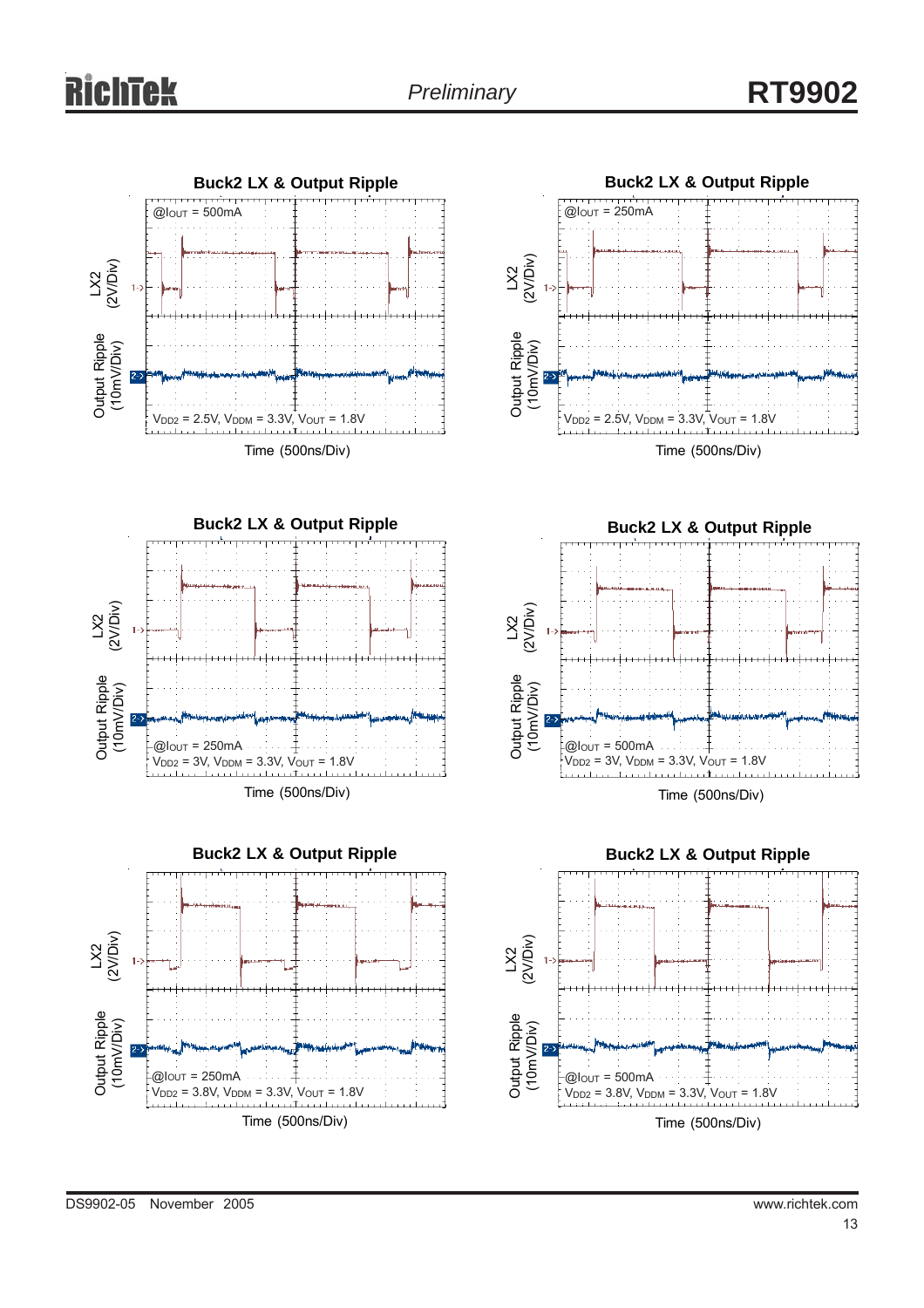**Buck2 LX & Output Ripple**

@$I_{OUT}$ = 500mA

LX2 (2V/Div)

Output Ripple (10mV/Div)

$V_{DD2}$ = 2.5V, $V_{DDM}$ = 3.3V, $V_{OUT}$ = 1.8V

Time (500ns/Div)

**Buck2 LX & Output Ripple**

@$I_{OUT}$ = 250mA

LX2 (2V/Div)

Output Ripple (10mV/Div)

$V_{DD2}$ = 2.5V, $V_{DDM}$ = 3.3V, $V_{OUT}$ = 1.8V

Time (500ns/Div)

**Buck2 LX & Output Ripple**

LX2 (2V/Div)

Output Ripple (10mV/Div)

@$I_{OUT}$ = 250mA

$V_{DD2}$ = 3V, $V_{DDM}$ = 3.3V, $V_{OUT}$ = 1.8V

Time (500ns/Div)

**Buck2 LX & Output Ripple**

LX2 (2V/Div)

Output Ripple (10mV/Div)

@$I_{OUT}$ = 500mA

$V_{DD2}$ = 3V, $V_{DDM}$ = 3.3V, $V_{OUT}$ = 1.8V

Time (500ns/Div)

**Buck2 LX & Output Ripple**

LX2 (2V/Div)

Output Ripple (10mV/Div)

@$I_{OUT}$ = 250mA

$V_{DD2}$ = 3.8V, $V_{DDM}$ = 3.3V, $V_{OUT}$ = 1.8V

Time (500ns/Div)

**Buck2 LX & Output Ripple**

LX2 (2V/Div)

Output Ripple (10mV/Div)

@$I_{OUT}$ = 500mA

$V_{DD2}$ = 3.8V, $V_{DDM}$ = 3.3V, $V_{OUT}$ = 1.8V

Time (500ns/Div)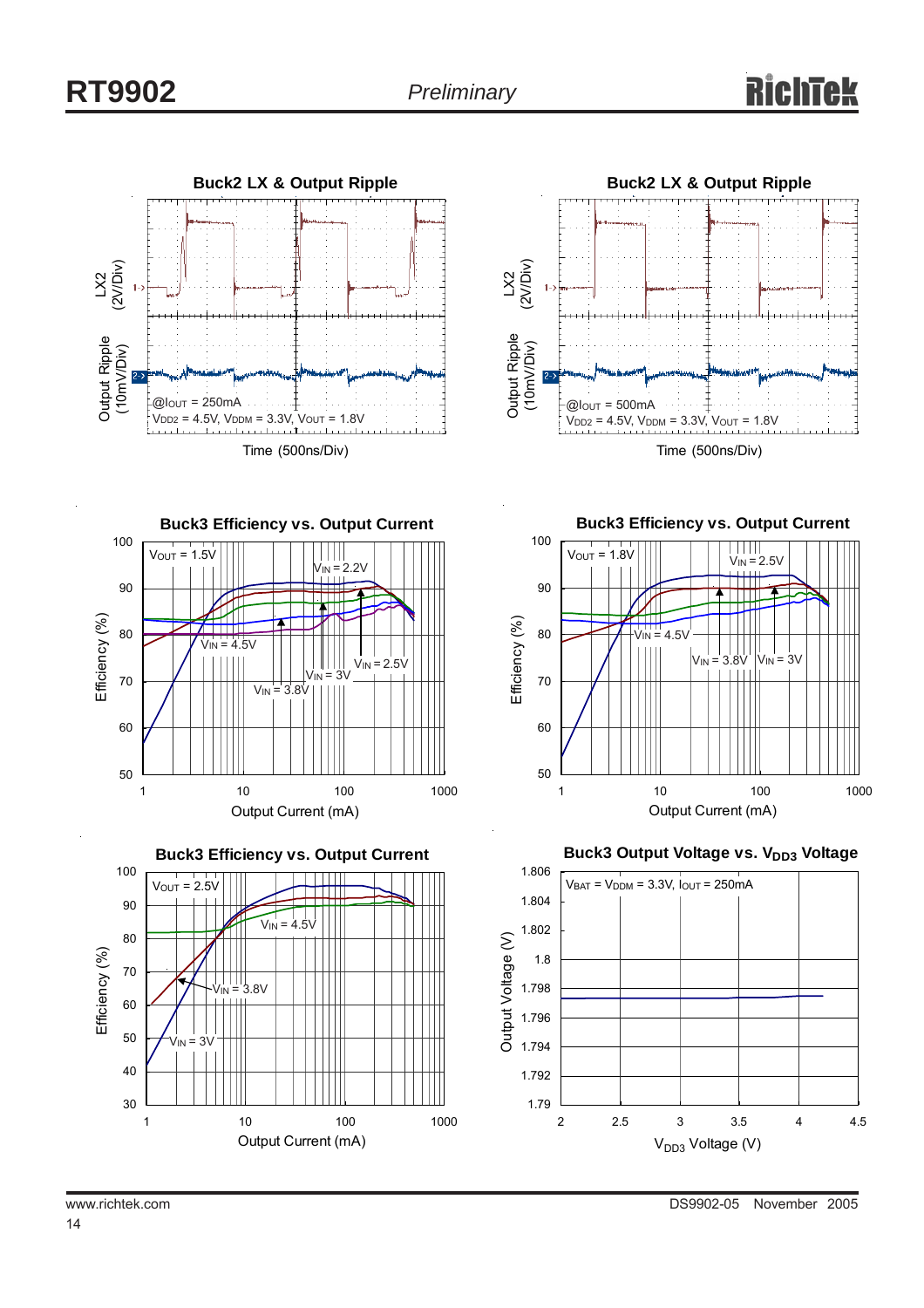### Buck2 LX & Output Ripple

LX2 (2V/Div)

Output Ripple (10mV/Div)

@$I_{OUT}$ = 250mA

$V_{DD2}$ = 4.5V, $V_{DDM}$ = 3.3V, $V_{OUT}$ = 1.8V

Time (500ns/Div)

### Buck2 LX & Output Ripple

LX2 (2V/Div)

Output Ripple (10mV/Div)

@$I_{OUT}$ = 500mA

$V_{DD2}$ = 4.5V, $V_{DDM}$ = 3.3V, $V_{OUT}$ = 1.8V

Time (500ns/Div)

### Buck3 Efficiency vs. Output Current

$V_{OUT}$ = 1.5V

$V_{IN}$ = 2.2V, $V_{IN}$ = 4.5V, $V_{IN}$ = 2.5V, $V_{IN}$ = 3V, $V_{IN}$ = 3.8V

Efficiency (%)

Output Current (mA)

### Buck3 Efficiency vs. Output Current

$V_{OUT}$ = 1.8V

$V_{IN}$ = 2.5V, $V_{IN}$ = 4.5V, $V_{IN}$ = 3.8V, $V_{IN}$ = 3V

Efficiency (%)

Output Current (mA)

### Buck3 Efficiency vs. Output Current

$V_{OUT}$ = 2.5V

$V_{IN}$ = 4.5V, $V_{IN}$ = 3.8V, $V_{IN}$ = 3V

Efficiency (%)

Output Current (mA)

### Buck3 Output Voltage vs. $V_{DD3}$ Voltage

$V_{BAT}$ = $V_{DDM}$ = 3.3V, $I_{OUT}$ = 250mA

Output Voltage (V)

$V_{DD3}$ Voltage (V)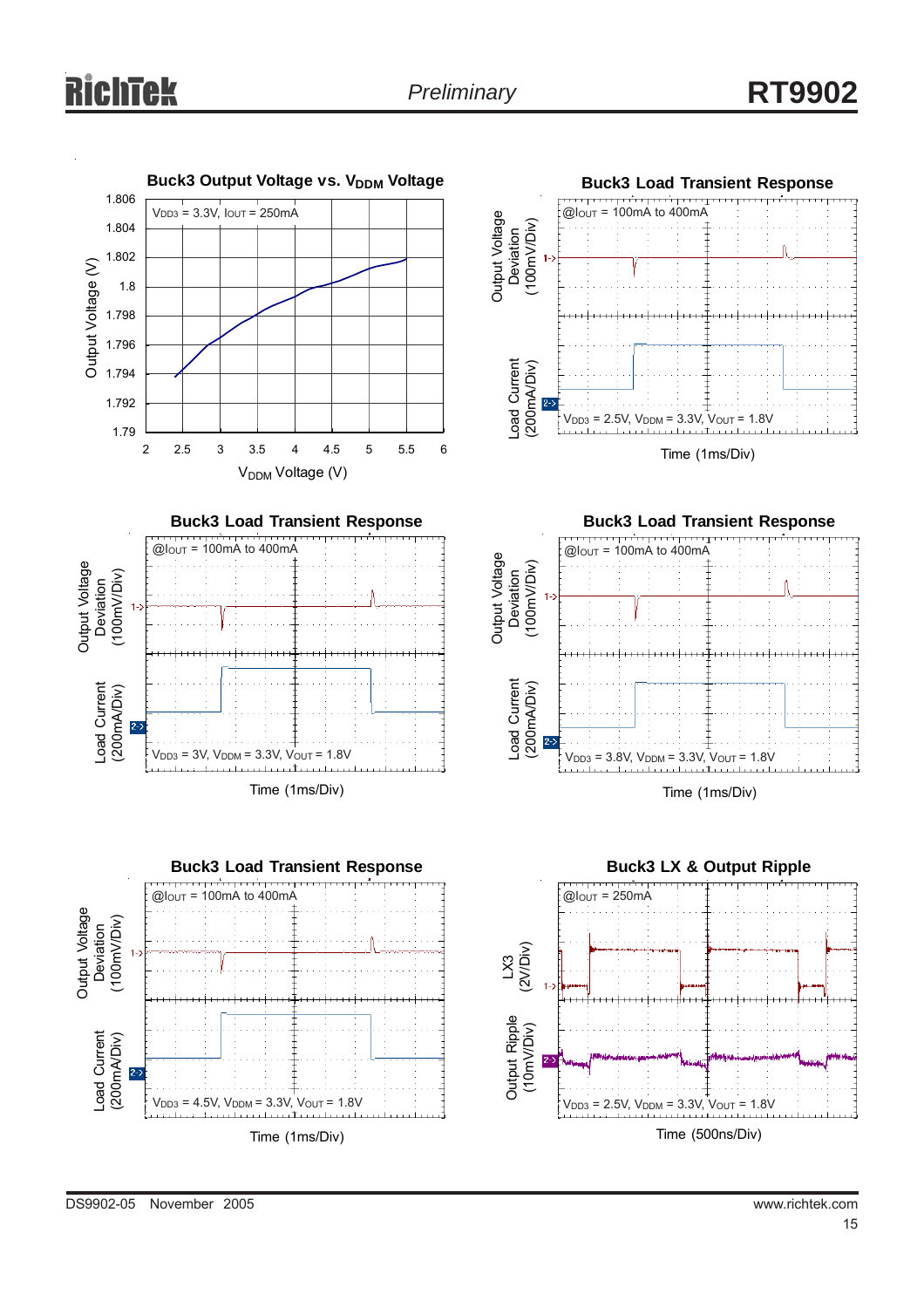### Buck3 Output Voltage vs. $V_{DDM}$ Voltage

$V_{DD3}$ = 3.3V, $I_{OUT}$ = 250mA

Output Voltage (V): 1.79, 1.792, 1.794, 1.796, 1.798, 1.8, 1.802, 1.804, 1.806

$V_{DDM}$ Voltage (V): 2, 2.5, 3, 3.5, 4, 4.5, 5, 5.5, 6

### Buck3 Load Transient Response

@$I_{OUT}$ = 100mA to 400mA

Output Voltage Deviation (100mV/Div)

Load Current (200mA/Div)

$V_{DD3}$ = 2.5V, $V_{DDM}$ = 3.3V, $V_{OUT}$ = 1.8V

Time (1ms/Div)

### Buck3 Load Transient Response

@$I_{OUT}$ = 100mA to 400mA

Output Voltage Deviation (100mV/Div)

Load Current (200mA/Div)

$V_{DD3}$ = 3V, $V_{DDM}$ = 3.3V, $V_{OUT}$ = 1.8V

Time (1ms/Div)

### Buck3 Load Transient Response

@$I_{OUT}$ = 100mA to 400mA

Output Voltage Deviation (100mV/Div)

Load Current (200mA/Div)

$V_{DD3}$ = 3.8V, $V_{DDM}$ = 3.3V, $V_{OUT}$ = 1.8V

Time (1ms/Div)

### Buck3 Load Transient Response

@$I_{OUT}$ = 100mA to 400mA

Output Voltage Deviation (100mV/Div)

Load Current (200mA/Div)

$V_{DD3}$ = 4.5V, $V_{DDM}$ = 3.3V, $V_{OUT}$ = 1.8V

Time (1ms/Div)

### Buck3 LX & Output Ripple

@$I_{OUT}$ = 250mA

LX3 (2V/Div)

Output Ripple (10mV/Div)

$V_{DD3}$ = 2.5V, $V_{DDM}$ = 3.3V, $V_{OUT}$ = 1.8V

Time (500ns/Div)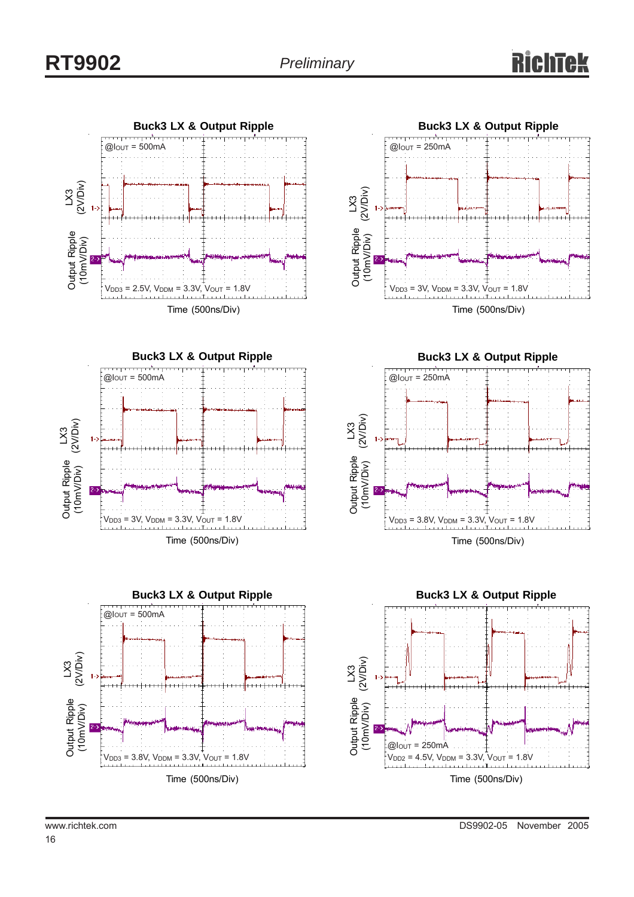**Buck3 LX & Output Ripple**

@$I_{OUT}$ = 500mA

LX3 (2V/Div)

Output Ripple (10mV/Div)

$V_{DD3}$ = 2.5V, $V_{DDM}$ = 3.3V, $V_{OUT}$ = 1.8V

Time (500ns/Div)

**Buck3 LX & Output Ripple**

@$I_{OUT}$ = 250mA

LX3 (2V/Div)

Output Ripple (10mV/Div)

$V_{DD3}$ = 3V, $V_{DDM}$ = 3.3V, $V_{OUT}$ = 1.8V

Time (500ns/Div)

**Buck3 LX & Output Ripple**

@$I_{OUT}$ = 500mA

LX3 (2V/Div)

Output Ripple (10mV/Div)

$V_{DD3}$ = 3V, $V_{DDM}$ = 3.3V, $V_{OUT}$ = 1.8V

Time (500ns/Div)

**Buck3 LX & Output Ripple**

@$I_{OUT}$ = 250mA

LX3 (2V/Div)

Output Ripple (10mV/Div)

$V_{DD3}$ = 3.8V, $V_{DDM}$ = 3.3V, $V_{OUT}$ = 1.8V

Time (500ns/Div)

**Buck3 LX & Output Ripple**

@$I_{OUT}$ = 500mA

LX3 (2V/Div)

Output Ripple (10mV/Div)

$V_{DD3}$ = 3.8V, $V_{DDM}$ = 3.3V, $V_{OUT}$ = 1.8V

Time (500ns/Div)

**Buck3 LX & Output Ripple**

LX3 (2V/Div)

Output Ripple (10mV/Div)

@$I_{OUT}$ = 250mA

$V_{DD2}$ = 4.5V, $V_{DDM}$ = 3.3V, $V_{OUT}$ = 1.8V

Time (500ns/Div)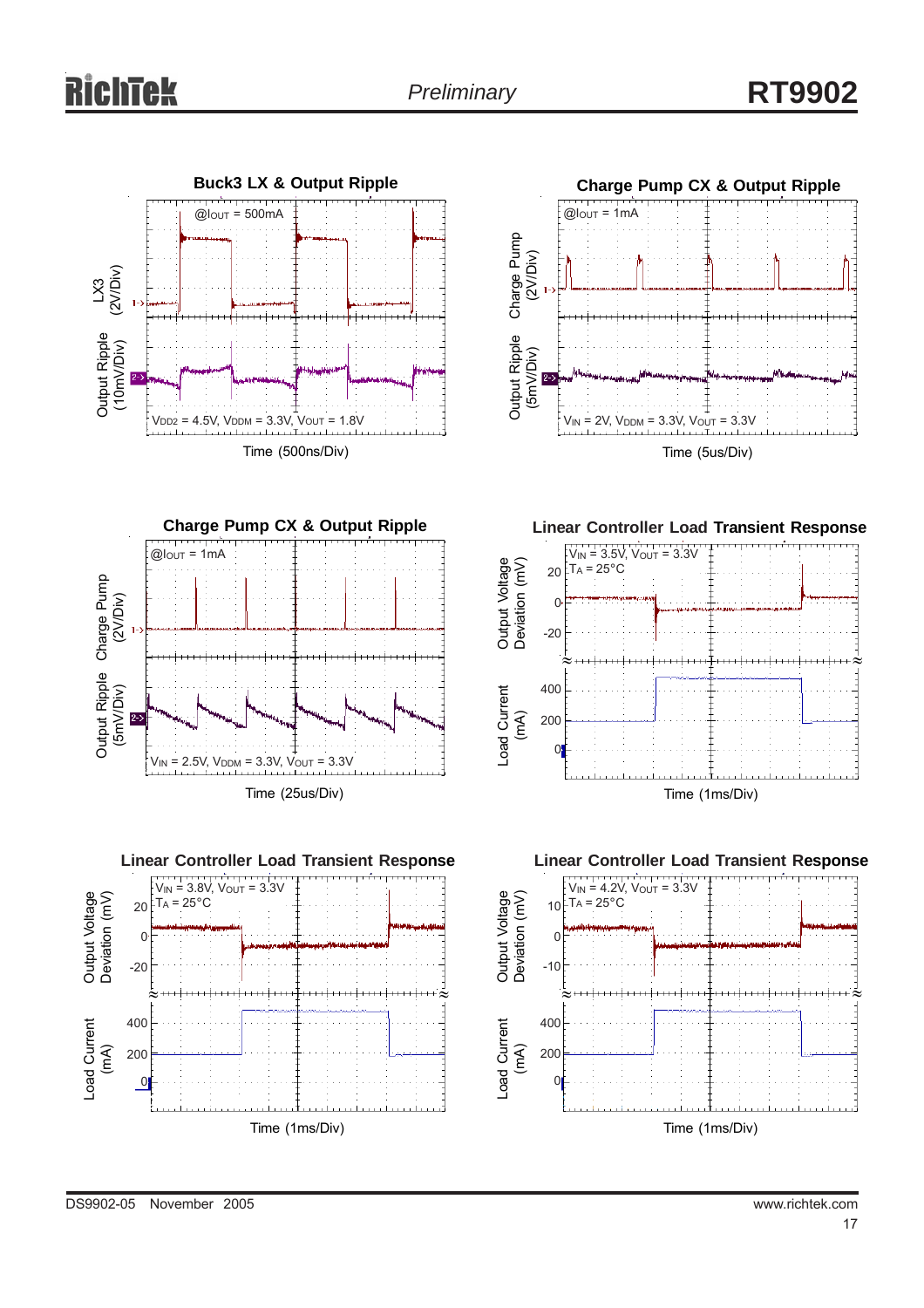### Buck3 LX & Output Ripple

@$I_{OUT}$ = 500mA

LX3 (2V/Div)

Output Ripple (10mV/Div)

$V_{DD2}$ = 4.5V, $V_{DDM}$ = 3.3V, $V_{OUT}$ = 1.8V

Time (500ns/Div)

### Charge Pump CX & Output Ripple

@$I_{OUT}$ = 1mA

Charge Pump (2V/Div)

Output Ripple (5mV/Div)

$V_{IN}$ = 2V, $V_{DDM}$ = 3.3V, $V_{OUT}$ = 3.3V

Time (5us/Div)

### Charge Pump CX & Output Ripple

@$I_{OUT}$ = 1mA

Charge Pump (2V/Div)

Output Ripple (5mV/Div)

$V_{IN}$ = 2.5V, $V_{DDM}$ = 3.3V, $V_{OUT}$ = 3.3V

Time (25us/Div)

### Linear Controller Load Transient Response

$V_{IN}$ = 3.5V, $V_{OUT}$ = 3.3V

$T_A$ = 25°C

Output Voltage Deviation (mV)

Load Current (mA)

Time (1ms/Div)

### Linear Controller Load Transient Response

$V_{IN}$ = 3.8V, $V_{OUT}$ = 3.3V

$T_A$ = 25°C

Output Voltage Deviation (mV)

Load Current (mA)

Time (1ms/Div)

### Linear Controller Load Transient Response

$V_{IN}$ = 4.2V, $V_{OUT}$ = 3.3V

$T_A$ = 25°C

Output Voltage Deviation (mV)

Load Current (mA)

Time (1ms/Div)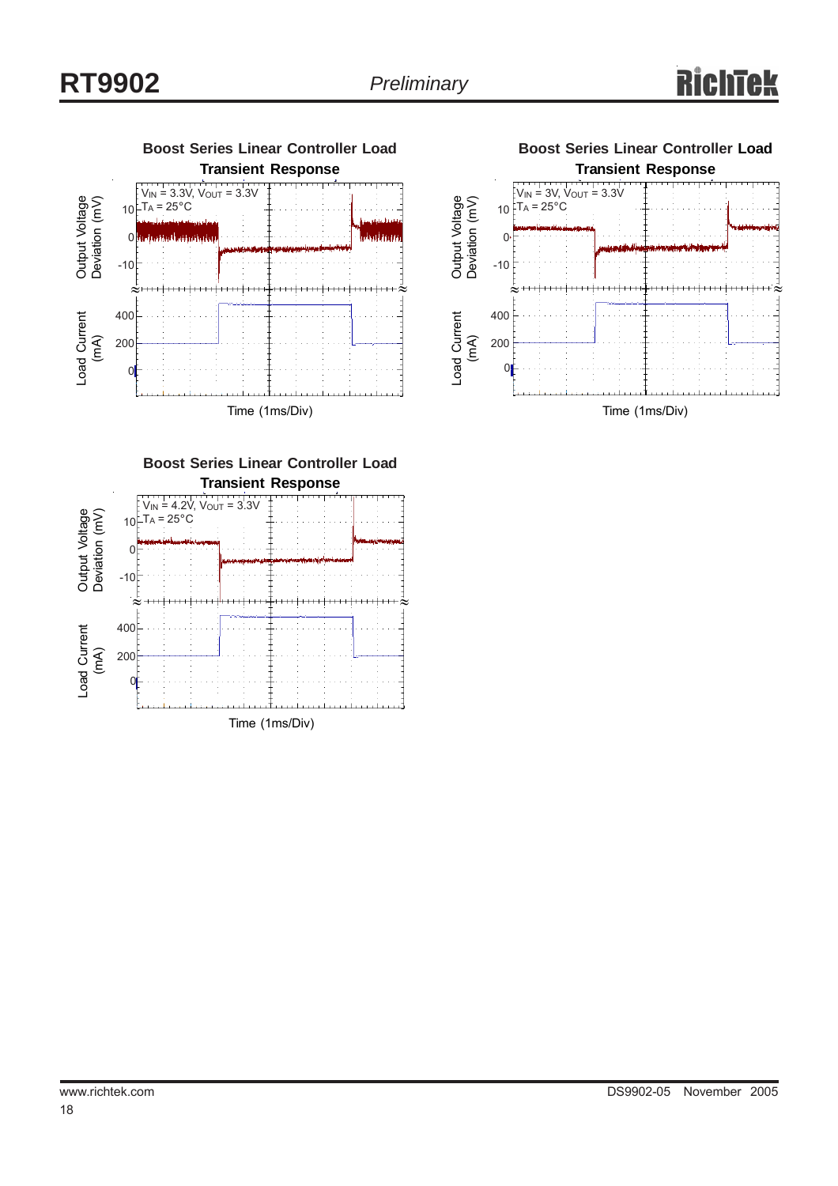### Boost Series Linear Controller Load Transient Response

$V_{IN}$ = 3.3V, $V_{OUT}$ = 3.3V
$T_A$ = 25°C

Output Voltage Deviation (mV)

Load Current (mA)

Time (1ms/Div)

### Boost Series Linear Controller Load Transient Response

$V_{IN}$ = 3V, $V_{OUT}$ = 3.3V
$T_A$ = 25°C

Output Voltage Deviation (mV)

Load Current (mA)

Time (1ms/Div)

### Boost Series Linear Controller Load Transient Response

$V_{IN}$ = 4.2V, $V_{OUT}$ = 3.3V
$T_A$ = 25°C

Output Voltage Deviation (mV)

Load Current (mA)

Time (1ms/Div)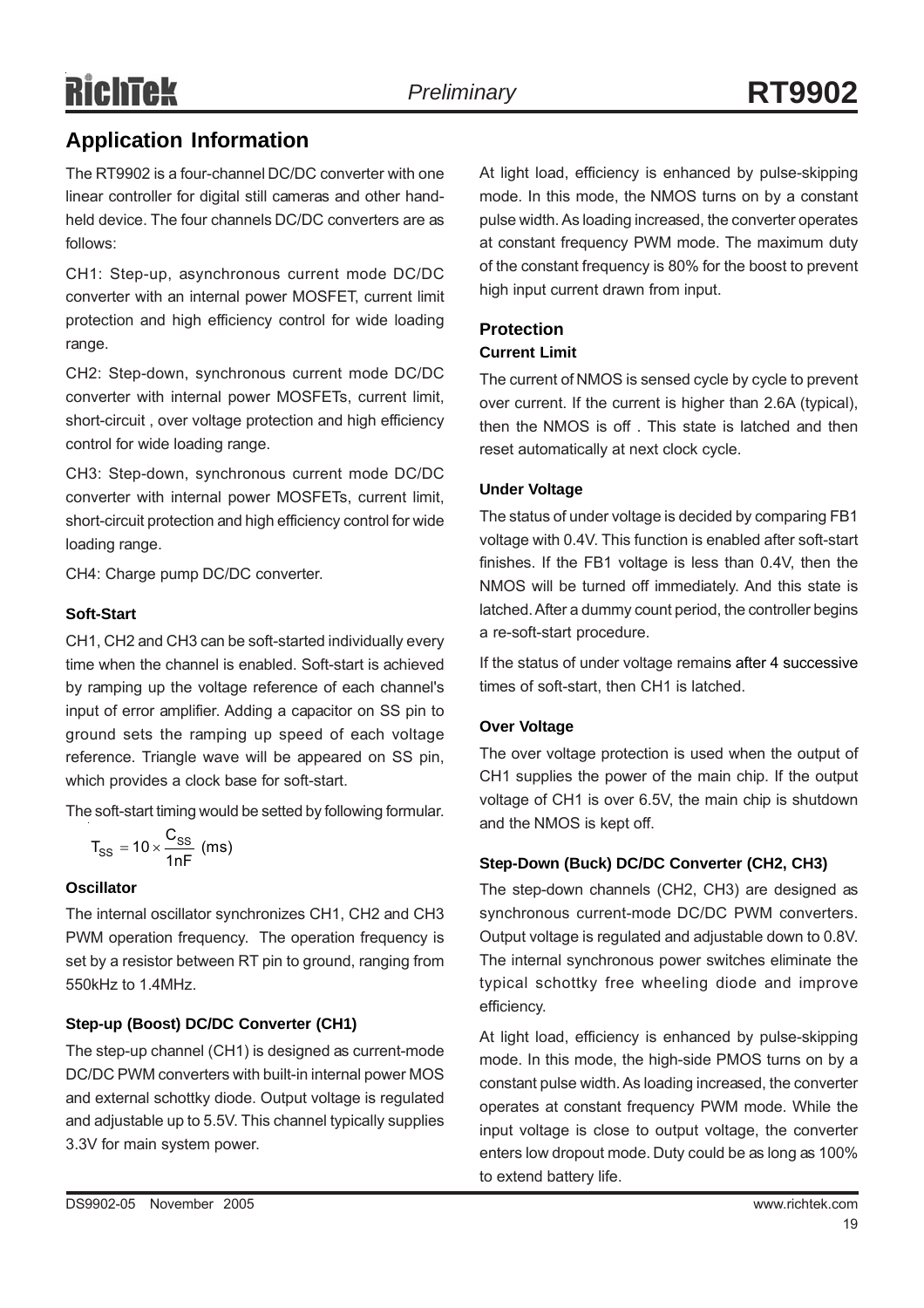## Application Information

The RT9902 is a four-channel DC/DC converter with one linear controller for digital still cameras and other hand-held device. The four channels DC/DC converters are as follows:

CH1: Step-up, asynchronous current mode DC/DC converter with an internal power MOSFET, current limit protection and high efficiency control for wide loading range.

CH2: Step-down, synchronous current mode DC/DC converter with internal power MOSFETs, current limit, short-circuit , over voltage protection and high efficiency control for wide loading range.

CH3: Step-down, synchronous current mode DC/DC converter with internal power MOSFETs, current limit, short-circuit protection and high efficiency control for wide loading range.

CH4: Charge pump DC/DC converter.

#### Soft-Start

CH1, CH2 and CH3 can be soft-started individually every time when the channel is enabled. Soft-start is achieved by ramping up the voltage reference of each channel's input of error amplifier. Adding a capacitor on SS pin to ground sets the ramping up speed of each voltage reference. Triangle wave will be appeared on SS pin, which provides a clock base for soft-start.

The soft-start timing would be setted by following formular.

$$T_{SS} = 10 \times \frac{C_{SS}}{1nF} \text{ (ms)}$$

#### Oscillator

The internal oscillator synchronizes CH1, CH2 and CH3 PWM operation frequency. The operation frequency is set by a resistor between RT pin to ground, ranging from 550kHz to 1.4MHz.

#### Step-up (Boost) DC/DC Converter (CH1)

The step-up channel (CH1) is designed as current-mode DC/DC PWM converters with built-in internal power MOS and external schottky diode. Output voltage is regulated and adjustable up to 5.5V. This channel typically supplies 3.3V for main system power.

At light load, efficiency is enhanced by pulse-skipping mode. In this mode, the NMOS turns on by a constant pulse width. As loading increased, the converter operates at constant frequency PWM mode. The maximum duty of the constant frequency is 80% for the boost to prevent high input current drawn from input.

### Protection

#### Current Limit

The current of NMOS is sensed cycle by cycle to prevent over current. If the current is higher than 2.6A (typical), then the NMOS is off . This state is latched and then reset automatically at next clock cycle.

#### Under Voltage

The status of under voltage is decided by comparing FB1 voltage with 0.4V. This function is enabled after soft-start finishes. If the FB1 voltage is less than 0.4V, then the NMOS will be turned off immediately. And this state is latched. After a dummy count period, the controller begins a re-soft-start procedure.

If the status of under voltage remains after 4 successive times of soft-start, then CH1 is latched.

#### Over Voltage

The over voltage protection is used when the output of CH1 supplies the power of the main chip. If the output voltage of CH1 is over 6.5V, the main chip is shutdown and the NMOS is kept off.

#### Step-Down (Buck) DC/DC Converter (CH2, CH3)

The step-down channels (CH2, CH3) are designed as synchronous current-mode DC/DC PWM converters. Output voltage is regulated and adjustable down to 0.8V. The internal synchronous power switches eliminate the typical schottky free wheeling diode and improve efficiency.

At light load, efficiency is enhanced by pulse-skipping mode. In this mode, the high-side PMOS turns on by a constant pulse width. As loading increased, the converter operates at constant frequency PWM mode. While the input voltage is close to output voltage, the converter enters low dropout mode. Duty could be as long as 100% to extend battery life.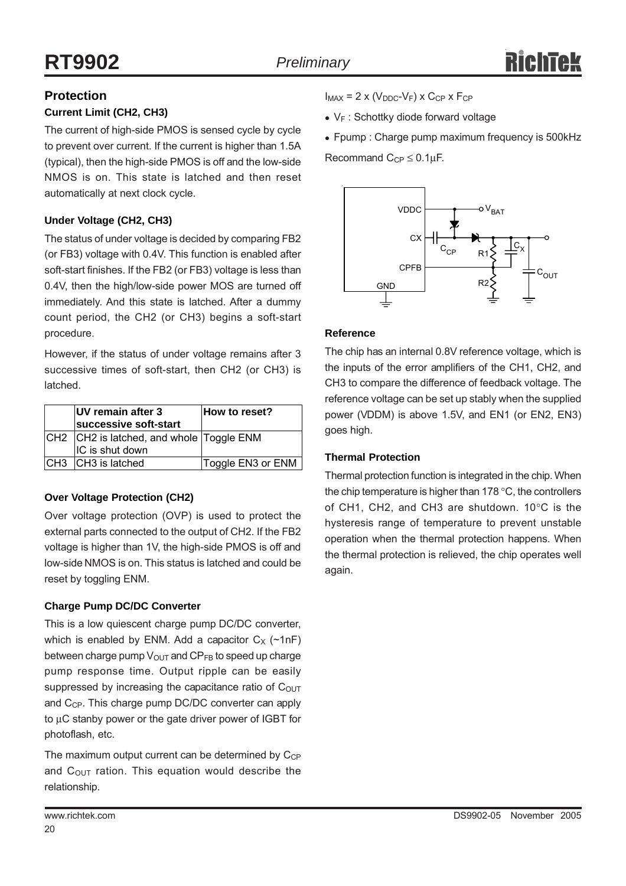## Protection

### Current Limit (CH2, CH3)

The current of high-side PMOS is sensed cycle by cycle to prevent over current. If the current is higher than 1.5A (typical), then the high-side PMOS is off and the low-side NMOS is on. This state is latched and then reset automatically at next clock cycle.

### Under Voltage (CH2, CH3)

The status of under voltage is decided by comparing FB2 (or FB3) voltage with 0.4V. This function is enabled after soft-start finishes. If the FB2 (or FB3) voltage is less than 0.4V, then the high/low-side power MOS are turned off immediately. And this state is latched. After a dummy count period, the CH2 (or CH3) begins a soft-start procedure.

However, if the status of under voltage remains after 3 successive times of soft-start, then CH2 (or CH3) is latched.

| | UV remain after 3 successive soft-start | How to reset? |
|---|---|---|
| CH2 | CH2 is latched, and whole IC is shut down | Toggle ENM |
| CH3 | CH3 is latched | Toggle EN3 or ENM |

### Over Voltage Protection (CH2)

Over voltage protection (OVP) is used to protect the external parts connected to the output of CH2. If the FB2 voltage is higher than 1V, the high-side PMOS is off and low-side NMOS is on. This status is latched and could be reset by toggling ENM.

### Charge Pump DC/DC Converter

This is a low quiescent charge pump DC/DC converter, which is enabled by ENM. Add a capacitor $C_X$ (~1nF) between charge pump $V_{OUT}$ and $CP_{FB}$ to speed up charge pump response time. Output ripple can be easily suppressed by increasing the capacitance ratio of $C_{OUT}$ and $C_{CP}$. This charge pump DC/DC converter can apply to μC stanby power or the gate driver power of IGBT for photoflash, etc.

The maximum output current can be determined by $C_{CP}$ and $C_{OUT}$ ration. This equation would describe the relationship.

$$I_{MAX} = 2 \times (V_{DDC} - V_F) \times C_{CP} \times F_{CP}$$

- $V_F$ : Schottky diode forward voltage
- Fpump : Charge pump maximum frequency is 500kHz

Recommand $C_{CP} \leq 0.1\mu F$.

### Reference

The chip has an internal 0.8V reference voltage, which is the inputs of the error amplifiers of the CH1, CH2, and CH3 to compare the difference of feedback voltage. The reference voltage can be set up stably when the supplied power (VDDM) is above 1.5V, and EN1 (or EN2, EN3) goes high.

### Thermal Protection

Thermal protection function is integrated in the chip. When the chip temperature is higher than 178 °C, the controllers of CH1, CH2, and CH3 are shutdown. 10°C is the hysteresis range of temperature to prevent unstable operation when the thermal protection happens. When the thermal protection is relieved, the chip operates well again.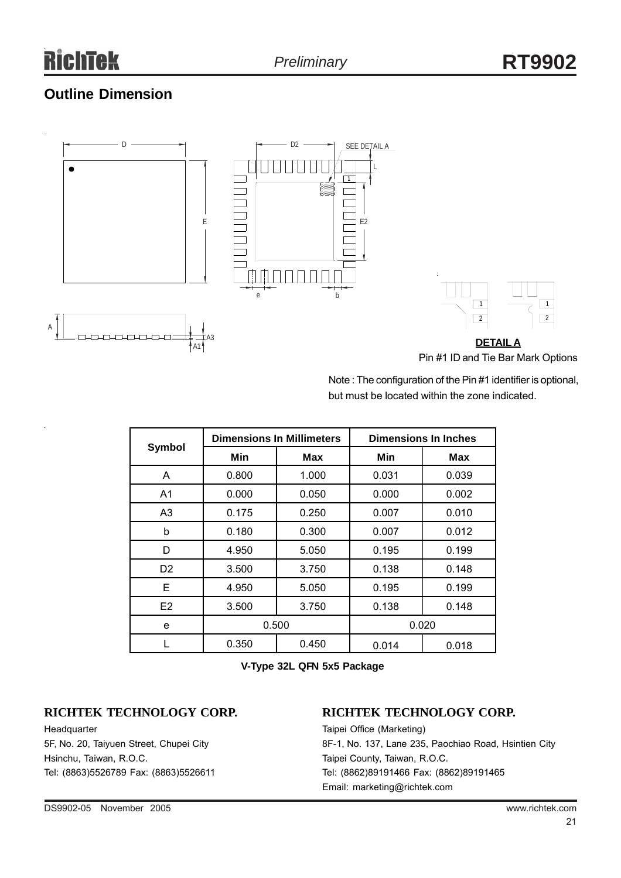## Outline Dimension

D

E

D2

SEE DETAIL A

L

E2

e

b

A

A3

A1

1

2

1

2

**DETAIL A**

Pin #1 ID and Tie Bar Mark Options

Note : The configuration of the Pin #1 identifier is optional, but must be located within the zone indicated.

| Symbol | Dimensions In Millimeters | | Dimensions In Inches | |
|---|---|---|---|---|
| | Min | Max | Min | Max |
| A | 0.800 | 1.000 | 0.031 | 0.039 |
| A1 | 0.000 | 0.050 | 0.000 | 0.002 |
| A3 | 0.175 | 0.250 | 0.007 | 0.010 |
| b | 0.180 | 0.300 | 0.007 | 0.012 |
| D | 4.950 | 5.050 | 0.195 | 0.199 |
| D2 | 3.500 | 3.750 | 0.138 | 0.148 |
| E | 4.950 | 5.050 | 0.195 | 0.199 |
| E2 | 3.500 | 3.750 | 0.138 | 0.148 |
| e | 0.500 | | 0.020 | |
| L | 0.350 | 0.450 | 0.014 | 0.018 |

**V-Type 32L QFN 5x5 Package**

**RICHTEK TECHNOLOGY CORP.**

Headquarter
5F, No. 20, Taiyuen Street, Chupei City
Hsinchu, Taiwan, R.O.C.
Tel: (8863)5526789 Fax: (8863)5526611

**RICHTEK TECHNOLOGY CORP.**

Taipei Office (Marketing)
8F-1, No. 137, Lane 235, Paochiao Road, Hsintien City
Taipei County, Taiwan, R.O.C.
Tel: (8862)89191466 Fax: (8862)89191465
Email: marketing@richtek.com